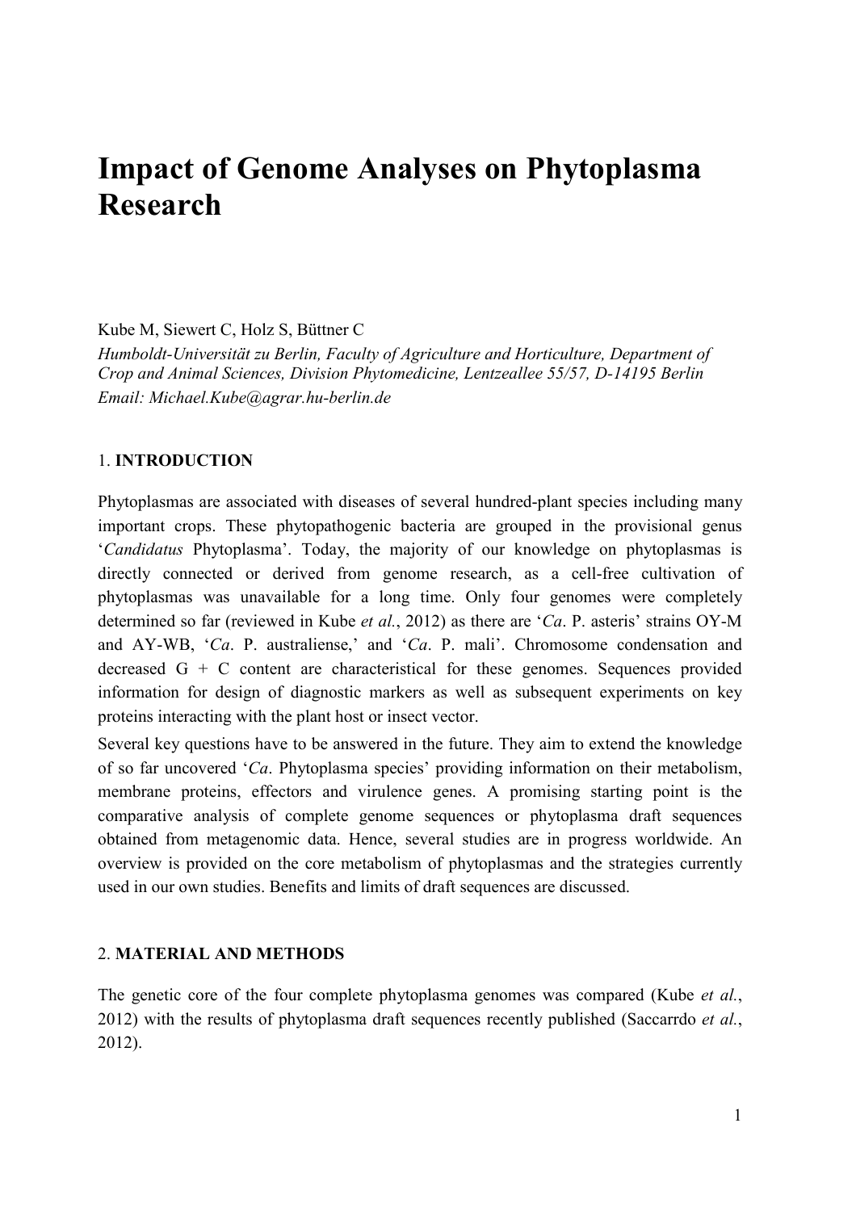# Impact of Genome Analyses on Phytoplasma Research

Kube M, Siewert C, Holz S, Büttner C

*Humboldt-Universität zu Berlin, Faculty of Agriculture and Horticulture, Department of Crop and Animal Sciences, Division Phytomedicine, Lentzeallee 55/57, D-14195 Berlin*

*Email: Michael.Kube@agrar.hu-berlin.de*

## 1. INTRODUCTION

Phytoplasmas are associated with diseases of several hundred-plant species including many important crops. These phytopathogenic bacteria are grouped in the provisional genus '*Candidatus* Phytoplasma'. Today, the majority of our knowledge on phytoplasmas is directly connected or derived from genome research, as a cell-free cultivation of phytoplasmas was unavailable for a long time. Only four genomes were completely determined so far (reviewed in Kube *et al.*, 2012) as there are '*Ca*. P. asteris' strains OY-M and AY-WB, '*Ca*. P. australiense,' and '*Ca*. P. mali'. Chromosome condensation and decreased G + C content are characteristical for these genomes. Sequences provided information for design of diagnostic markers as well as subsequent experiments on key proteins interacting with the plant host or insect vector.

Several key questions have to be answered in the future. They aim to extend the knowledge of so far uncovered '*Ca*. Phytoplasma species' providing information on their metabolism, membrane proteins, effectors and virulence genes. A promising starting point is the comparative analysis of complete genome sequences or phytoplasma draft sequences obtained from metagenomic data. Hence, several studies are in progress worldwide. An overview is provided on the core metabolism of phytoplasmas and the strategies currently used in our own studies. Benefits and limits of draft sequences are discussed.

## 2. MATERIAL AND METHODS

The genetic core of the four complete phytoplasma genomes was compared (Kube *et al.*, 2012) with the results of phytoplasma draft sequences recently published (Saccarrdo *et al.*, 2012).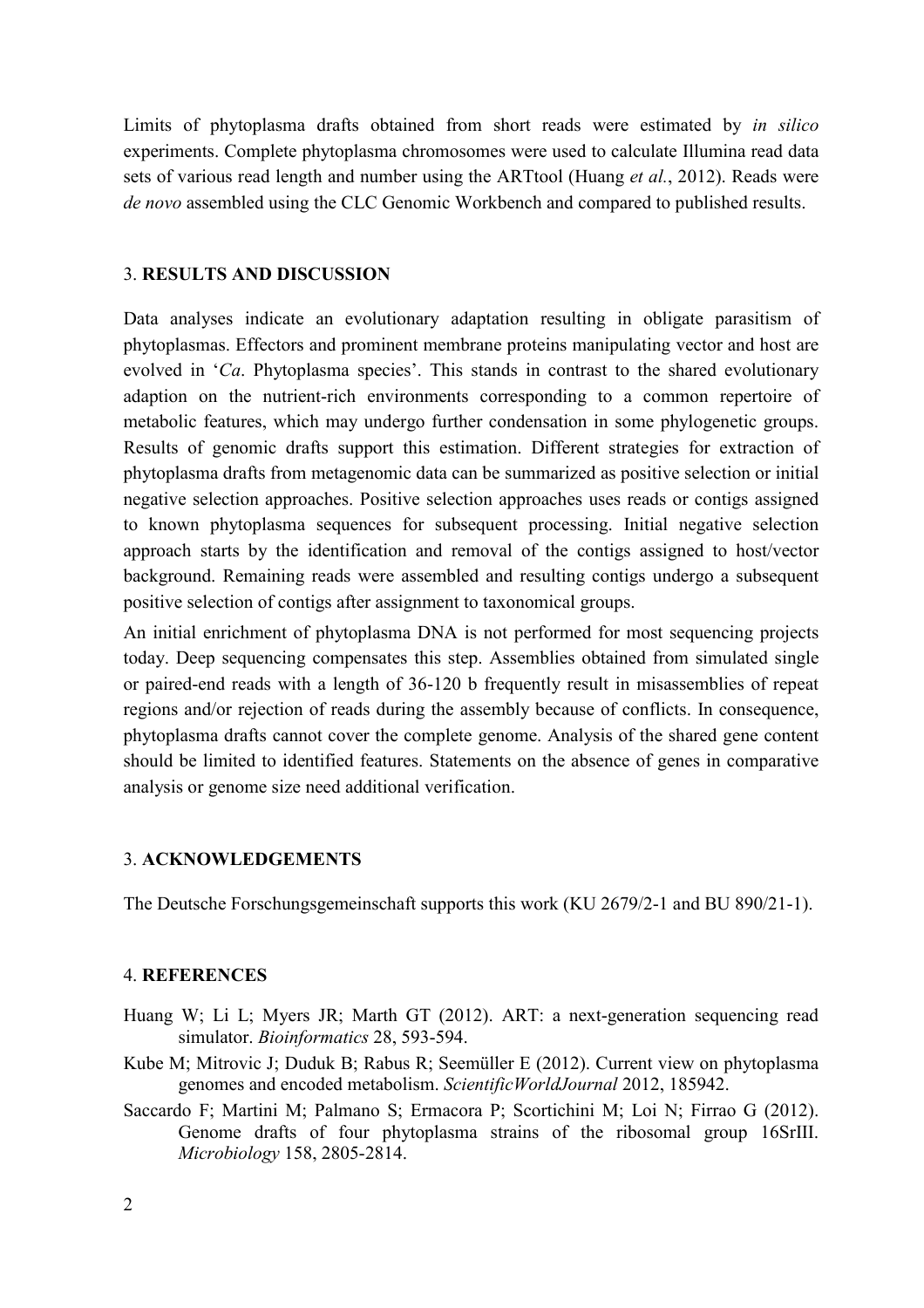Limits of phytoplasma drafts obtained from short reads were estimated by *in silico* experiments. Complete phytoplasma chromosomes were used to calculate Illumina read data sets of various read length and number using the ARTtool (Huang *et al.*, 2012). Reads were *de novo* assembled using the CLC Genomic Workbench and compared to published results.

## 3. **RESULTS AND DISCUSSION**

Data analyses indicate an evolutionary adaptation resulting in obligate parasitism of phytoplasmas. Effectors and prominent membrane proteins manipulating vector and host are evolved in '*Ca*. Phytoplasma species'. This stands in contrast to the shared evolutionary adaption on the nutrient-rich environments corresponding to a common repertoire of metabolic features, which may undergo further condensation in some phylogenetic groups. Results of genomic drafts support this estimation. Different strategies for extraction of phytoplasma drafts from metagenomic data can be summarized as positive selection or initial negative selection approaches. Positive selection approaches uses reads or contigs assigned to known phytoplasma sequences for subsequent processing. Initial negative selection approach starts by the identification and removal of the contigs assigned to host/vector background. Remaining reads were assembled and resulting contigs undergo a subsequent positive selection of contigs after assignment to taxonomical groups.

An initial enrichment of phytoplasma DNA is not performed for most sequencing projects today. Deep sequencing compensates this step. Assemblies obtained from simulated single or paired-end reads with a length of 36-120 b frequently result in misassemblies of repeat regions and/or rejection of reads during the assembly because of conflicts. In consequence, phytoplasma drafts cannot cover the complete genome. Analysis of the shared gene content should be limited to identified features. Statements on the absence of genes in comparative analysis or genome size need additional verification.

## 3. **ACKNOWLEDGEMENTS**

The Deutsche Forschungsgemeinschaft supports this work (KU 2679/2-1 and BU 890/21-1).

## 4. **REFERENCES**

Huang W; Li L; Myers JR; Marth GT (2012). ART: a next-generation sequencing read simulator. *Bioinformatics* 28, 593-594.

Kube M; Mitrovic J; Duduk B; Rabus R; Seemüller E (2012). Current view on phytoplasma genomes and encoded metabolism. *ScientificWorldJournal* 2012, 185942.

Saccardo F; Martini M; Palmano S; Ermacora P; Scortichini M; Loi N; Firrao G (2012). Genome drafts of four phytoplasma strains of the ribosomal group 16SrIII. *Microbiology* 158, 2805-2814.